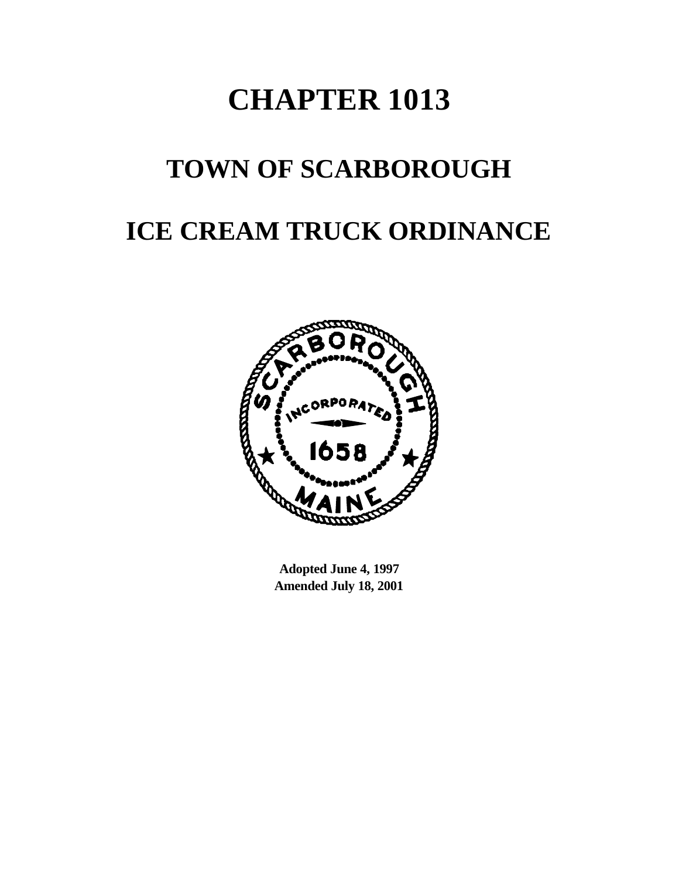# CHAPTER 1013

# TOWN OF SCARBOROUGH

# ICE CREAM TRUCK ORDINANCE

**Adopted June 4, 1997**
**Amended July 18, 2001**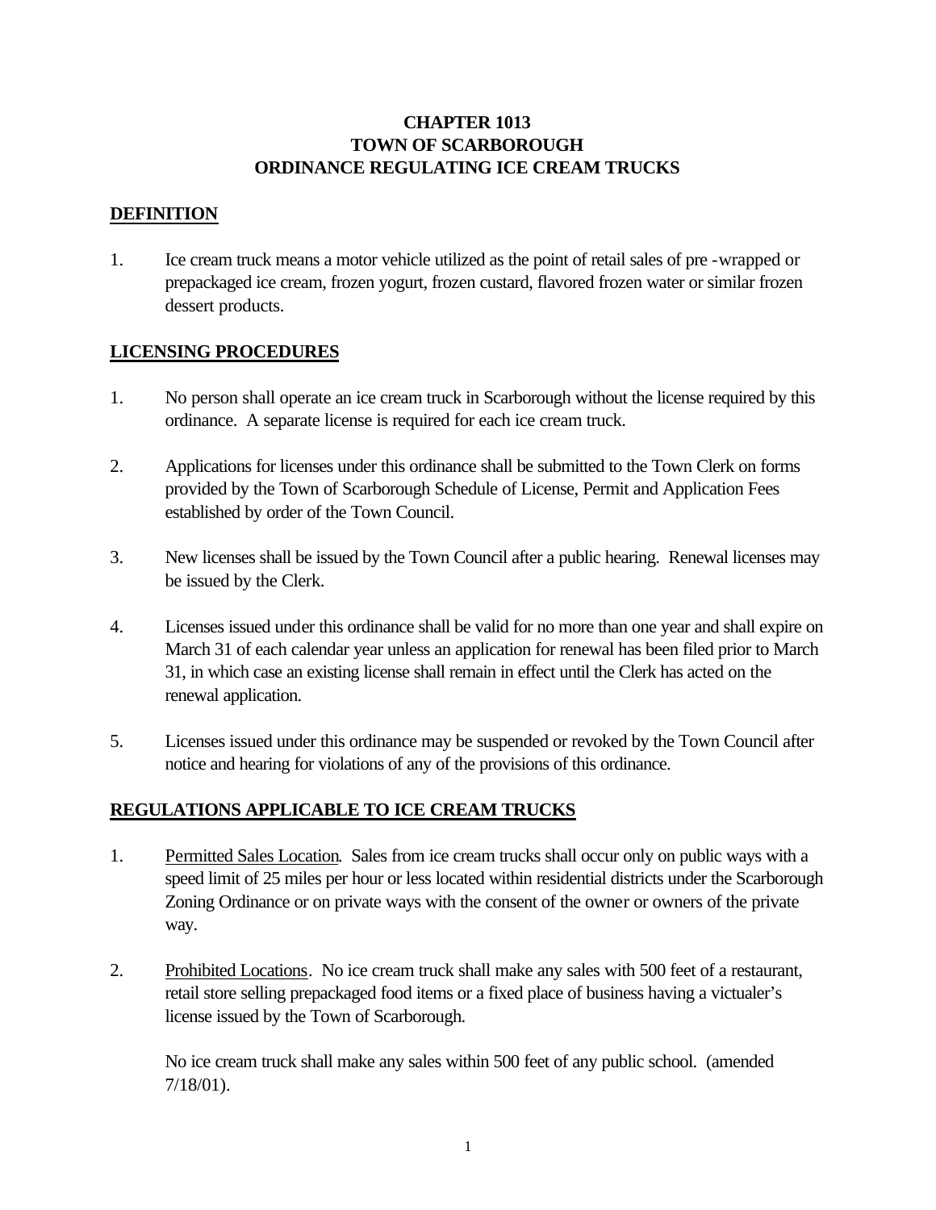# CHAPTER 1013
# TOWN OF SCARBOROUGH
# ORDINANCE REGULATING ICE CREAM TRUCKS

## DEFINITION

1. Ice cream truck means a motor vehicle utilized as the point of retail sales of pre -wrapped or prepackaged ice cream, frozen yogurt, frozen custard, flavored frozen water or similar frozen dessert products.

## LICENSING PROCEDURES

1. No person shall operate an ice cream truck in Scarborough without the license required by this ordinance. A separate license is required for each ice cream truck.

2. Applications for licenses under this ordinance shall be submitted to the Town Clerk on forms provided by the Town of Scarborough Schedule of License, Permit and Application Fees established by order of the Town Council.

3. New licenses shall be issued by the Town Council after a public hearing. Renewal licenses may be issued by the Clerk.

4. Licenses issued under this ordinance shall be valid for no more than one year and shall expire on March 31 of each calendar year unless an application for renewal has been filed prior to March 31, in which case an existing license shall remain in effect until the Clerk has acted on the renewal application.

5. Licenses issued under this ordinance may be suspended or revoked by the Town Council after notice and hearing for violations of any of the provisions of this ordinance.

## REGULATIONS APPLICABLE TO ICE CREAM TRUCKS

1. Permitted Sales Location. Sales from ice cream trucks shall occur only on public ways with a speed limit of 25 miles per hour or less located within residential districts under the Scarborough Zoning Ordinance or on private ways with the consent of the owner or owners of the private way.

2. Prohibited Locations. No ice cream truck shall make any sales with 500 feet of a restaurant, retail store selling prepackaged food items or a fixed place of business having a victualer's license issued by the Town of Scarborough.

   No ice cream truck shall make any sales within 500 feet of any public school. (amended 7/18/01).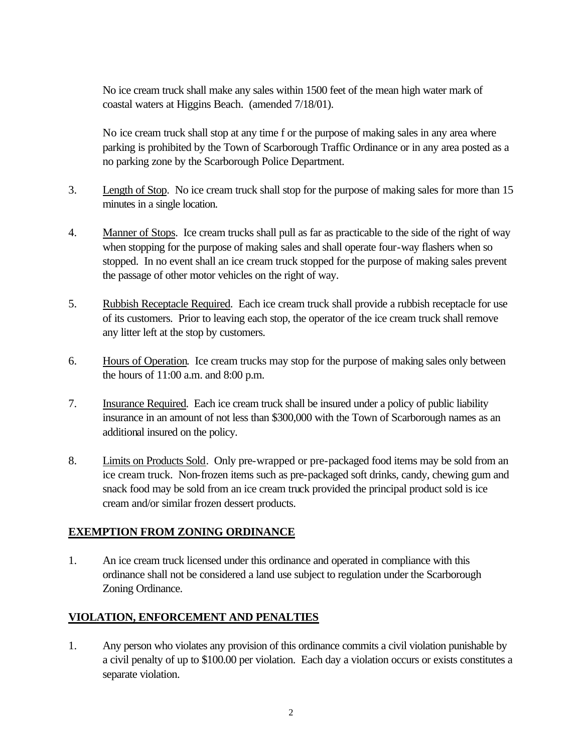No ice cream truck shall make any sales within 1500 feet of the mean high water mark of coastal waters at Higgins Beach. (amended 7/18/01).

No ice cream truck shall stop at any time f or the purpose of making sales in any area where parking is prohibited by the Town of Scarborough Traffic Ordinance or in any area posted as a no parking zone by the Scarborough Police Department.

3. Length of Stop. No ice cream truck shall stop for the purpose of making sales for more than 15 minutes in a single location.

4. Manner of Stops. Ice cream trucks shall pull as far as practicable to the side of the right of way when stopping for the purpose of making sales and shall operate four-way flashers when so stopped. In no event shall an ice cream truck stopped for the purpose of making sales prevent the passage of other motor vehicles on the right of way.

5. Rubbish Receptacle Required. Each ice cream truck shall provide a rubbish receptacle for use of its customers. Prior to leaving each stop, the operator of the ice cream truck shall remove any litter left at the stop by customers.

6. Hours of Operation. Ice cream trucks may stop for the purpose of making sales only between the hours of 11:00 a.m. and 8:00 p.m.

7. Insurance Required. Each ice cream truck shall be insured under a policy of public liability insurance in an amount of not less than $300,000 with the Town of Scarborough names as an additional insured on the policy.

8. Limits on Products Sold. Only pre-wrapped or pre-packaged food items may be sold from an ice cream truck. Non-frozen items such as pre-packaged soft drinks, candy, chewing gum and snack food may be sold from an ice cream truck provided the principal product sold is ice cream and/or similar frozen dessert products.

## EXEMPTION FROM ZONING ORDINANCE

1. An ice cream truck licensed under this ordinance and operated in compliance with this ordinance shall not be considered a land use subject to regulation under the Scarborough Zoning Ordinance.

## VIOLATION, ENFORCEMENT AND PENALTIES

1. Any person who violates any provision of this ordinance commits a civil violation punishable by a civil penalty of up to $100.00 per violation. Each day a violation occurs or exists constitutes a separate violation.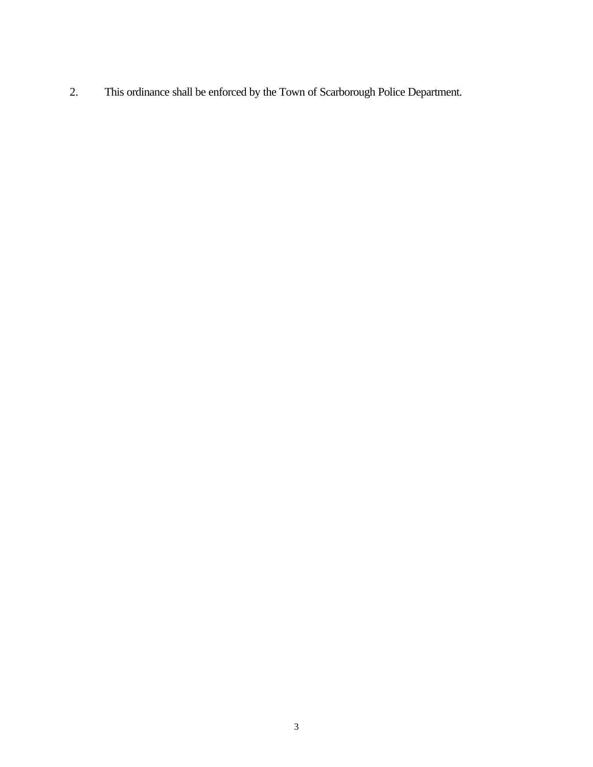2. This ordinance shall be enforced by the Town of Scarborough Police Department.